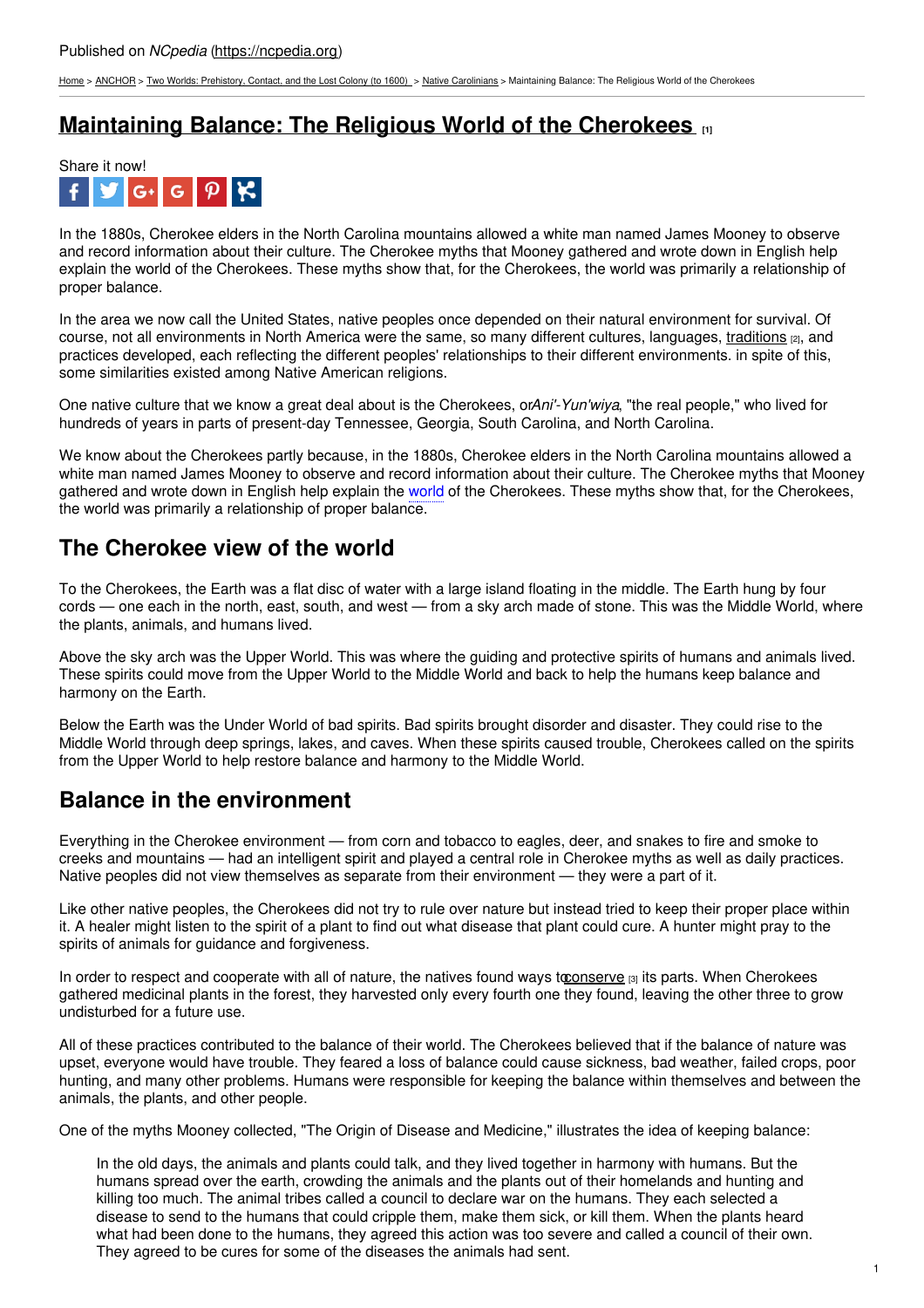Published on *NCpedia* (https://ncpedia.org)

Home > ANCHOR > Two Worlds: Prehistory, Contact, and the Lost Colony (to 1600) > Native Carolinians > Maintaining Balance: The Religious World of the Cherokees

# Maintaining Balance: The Religious World of the Cherokees [1]

Share it now!

In the 1880s, Cherokee elders in the North Carolina mountains allowed a white man named James Mooney to observe and record information about their culture. The Cherokee myths that Mooney gathered and wrote down in English help explain the world of the Cherokees. These myths show that, for the Cherokees, the world was primarily a relationship of proper balance.

In the area we now call the United States, native peoples once depended on their natural environment for survival. Of course, not all environments in North America were the same, so many different cultures, languages, traditions [2], and practices developed, each reflecting the different peoples' relationships to their different environments. in spite of this, some similarities existed among Native American religions.

One native culture that we know a great deal about is the Cherokees, or*Ani'-Yun'wiya*, "the real people," who lived for hundreds of years in parts of present-day Tennessee, Georgia, South Carolina, and North Carolina.

We know about the Cherokees partly because, in the 1880s, Cherokee elders in the North Carolina mountains allowed a white man named James Mooney to observe and record information about their culture. The Cherokee myths that Mooney gathered and wrote down in English help explain the world of the Cherokees. These myths show that, for the Cherokees, the world was primarily a relationship of proper balance.

## The Cherokee view of the world

To the Cherokees, the Earth was a flat disc of water with a large island floating in the middle. The Earth hung by four cords — one each in the north, east, south, and west — from a sky arch made of stone. This was the Middle World, where the plants, animals, and humans lived.

Above the sky arch was the Upper World. This was where the guiding and protective spirits of humans and animals lived. These spirits could move from the Upper World to the Middle World and back to help the humans keep balance and harmony on the Earth.

Below the Earth was the Under World of bad spirits. Bad spirits brought disorder and disaster. They could rise to the Middle World through deep springs, lakes, and caves. When these spirits caused trouble, Cherokees called on the spirits from the Upper World to help restore balance and harmony to the Middle World.

## Balance in the environment

Everything in the Cherokee environment — from corn and tobacco to eagles, deer, and snakes to fire and smoke to creeks and mountains — had an intelligent spirit and played a central role in Cherokee myths as well as daily practices. Native peoples did not view themselves as separate from their environment — they were a part of it.

Like other native peoples, the Cherokees did not try to rule over nature but instead tried to keep their proper place within it. A healer might listen to the spirit of a plant to find out what disease that plant could cure. A hunter might pray to the spirits of animals for guidance and forgiveness.

In order to respect and cooperate with all of nature, the natives found ways to conserve [3] its parts. When Cherokees gathered medicinal plants in the forest, they harvested only every fourth one they found, leaving the other three to grow undisturbed for a future use.

All of these practices contributed to the balance of their world. The Cherokees believed that if the balance of nature was upset, everyone would have trouble. They feared a loss of balance could cause sickness, bad weather, failed crops, poor hunting, and many other problems. Humans were responsible for keeping the balance within themselves and between the animals, the plants, and other people.

One of the myths Mooney collected, "The Origin of Disease and Medicine," illustrates the idea of keeping balance:

> In the old days, the animals and plants could talk, and they lived together in harmony with humans. But the humans spread over the earth, crowding the animals and the plants out of their homelands and hunting and killing too much. The animal tribes called a council to declare war on the humans. They each selected a disease to send to the humans that could cripple them, make them sick, or kill them. When the plants heard what had been done to the humans, they agreed this action was too severe and called a council of their own. They agreed to be cures for some of the diseases the animals had sent.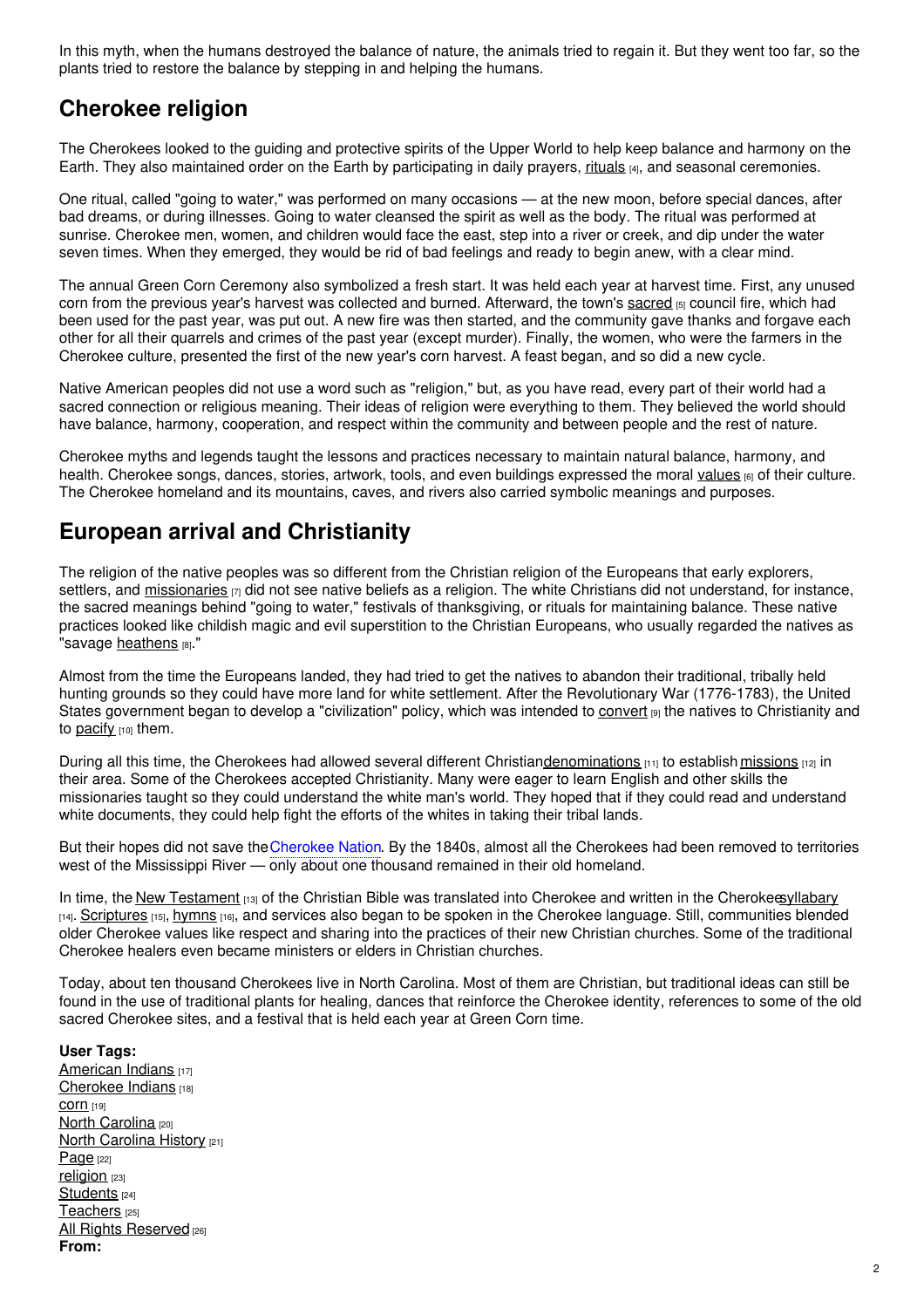In this myth, when the humans destroyed the balance of nature, the animals tried to regain it. But they went too far, so the plants tried to restore the balance by stepping in and helping the humans.

## Cherokee religion

The Cherokees looked to the guiding and protective spirits of the Upper World to help keep balance and harmony on the Earth. They also maintained order on the Earth by participating in daily prayers, rituals [4], and seasonal ceremonies.

One ritual, called "going to water," was performed on many occasions — at the new moon, before special dances, after bad dreams, or during illnesses. Going to water cleansed the spirit as well as the body. The ritual was performed at sunrise. Cherokee men, women, and children would face the east, step into a river or creek, and dip under the water seven times. When they emerged, they would be rid of bad feelings and ready to begin anew, with a clear mind.

The annual Green Corn Ceremony also symbolized a fresh start. It was held each year at harvest time. First, any unused corn from the previous year's harvest was collected and burned. Afterward, the town's sacred [5] council fire, which had been used for the past year, was put out. A new fire was then started, and the community gave thanks and forgave each other for all their quarrels and crimes of the past year (except murder). Finally, the women, who were the farmers in the Cherokee culture, presented the first of the new year's corn harvest. A feast began, and so did a new cycle.

Native American peoples did not use a word such as "religion," but, as you have read, every part of their world had a sacred connection or religious meaning. Their ideas of religion were everything to them. They believed the world should have balance, harmony, cooperation, and respect within the community and between people and the rest of nature.

Cherokee myths and legends taught the lessons and practices necessary to maintain natural balance, harmony, and health. Cherokee songs, dances, stories, artwork, tools, and even buildings expressed the moral values [6] of their culture. The Cherokee homeland and its mountains, caves, and rivers also carried symbolic meanings and purposes.

## European arrival and Christianity

The religion of the native peoples was so different from the Christian religion of the Europeans that early explorers, settlers, and missionaries [7] did not see native beliefs as a religion. The white Christians did not understand, for instance, the sacred meanings behind "going to water," festivals of thanksgiving, or rituals for maintaining balance. These native practices looked like childish magic and evil superstition to the Christian Europeans, who usually regarded the natives as "savage heathens [8]."

Almost from the time the Europeans landed, they had tried to get the natives to abandon their traditional, tribally held hunting grounds so they could have more land for white settlement. After the Revolutionary War (1776-1783), the United States government began to develop a "civilization" policy, which was intended to convert [9] the natives to Christianity and to pacify [10] them.

During all this time, the Cherokees had allowed several different Christian denominations [11] to establish missions [12] in their area. Some of the Cherokees accepted Christianity. Many were eager to learn English and other skills the missionaries taught so they could understand the white man's world. They hoped that if they could read and understand white documents, they could help fight the efforts of the whites in taking their tribal lands.

But their hopes did not save the Cherokee Nation. By the 1840s, almost all the Cherokees had been removed to territories west of the Mississippi River — only about one thousand remained in their old homeland.

In time, the New Testament [13] of the Christian Bible was translated into Cherokee and written in the Cherokee syllabary [14]. Scriptures [15], hymns [16], and services also began to be spoken in the Cherokee language. Still, communities blended older Cherokee values like respect and sharing into the practices of their new Christian churches. Some of the traditional Cherokee healers even became ministers or elders in Christian churches.

Today, about ten thousand Cherokees live in North Carolina. Most of them are Christian, but traditional ideas can still be found in the use of traditional plants for healing, dances that reinforce the Cherokee identity, references to some of the old sacred Cherokee sites, and a festival that is held each year at Green Corn time.

**User Tags:**
American Indians [17]
Cherokee Indians [18]
corn [19]
North Carolina [20]
North Carolina History [21]
Page [22]
religion [23]
Students [24]
Teachers [25]
All Rights Reserved [26]
**From:**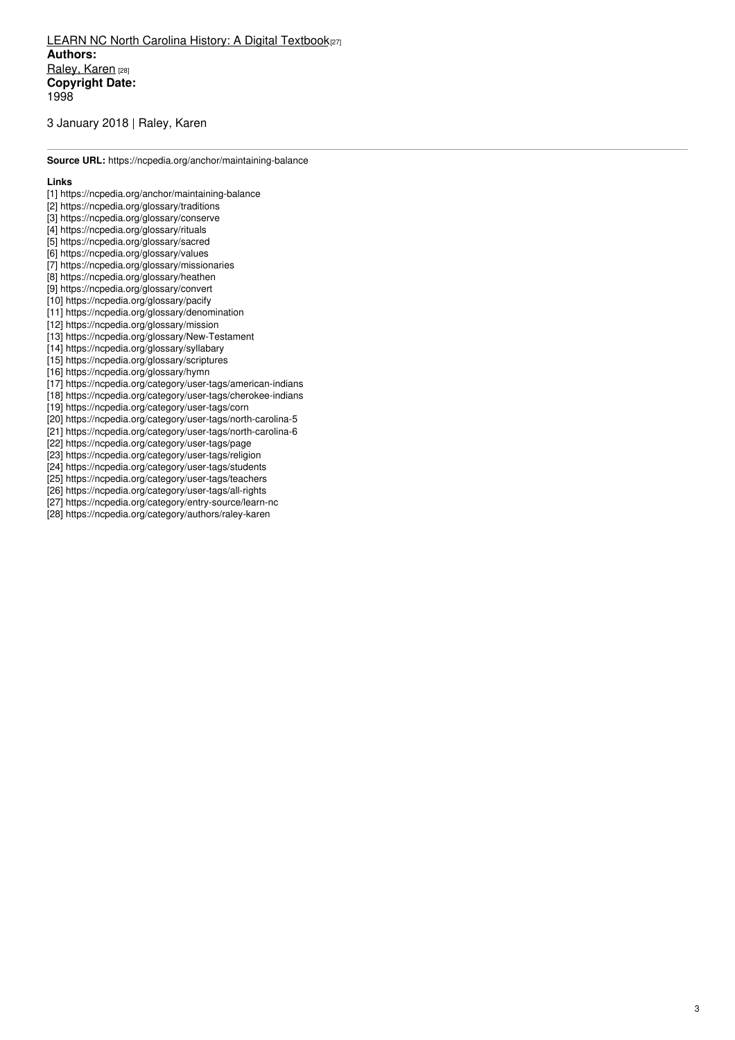LEARN NC North Carolina History: A Digital Textbook[27]
**Authors:**
Raley, Karen [28]
**Copyright Date:**
1998

3 January 2018 | Raley, Karen

---

**Source URL:** https://ncpedia.org/anchor/maintaining-balance

**Links**
[1] https://ncpedia.org/anchor/maintaining-balance
[2] https://ncpedia.org/glossary/traditions
[3] https://ncpedia.org/glossary/conserve
[4] https://ncpedia.org/glossary/rituals
[5] https://ncpedia.org/glossary/sacred
[6] https://ncpedia.org/glossary/values
[7] https://ncpedia.org/glossary/missionaries
[8] https://ncpedia.org/glossary/heathen
[9] https://ncpedia.org/glossary/convert
[10] https://ncpedia.org/glossary/pacify
[11] https://ncpedia.org/glossary/denomination
[12] https://ncpedia.org/glossary/mission
[13] https://ncpedia.org/glossary/New-Testament
[14] https://ncpedia.org/glossary/syllabary
[15] https://ncpedia.org/glossary/scriptures
[16] https://ncpedia.org/glossary/hymn
[17] https://ncpedia.org/category/user-tags/american-indians
[18] https://ncpedia.org/category/user-tags/cherokee-indians
[19] https://ncpedia.org/category/user-tags/corn
[20] https://ncpedia.org/category/user-tags/north-carolina-5
[21] https://ncpedia.org/category/user-tags/north-carolina-6
[22] https://ncpedia.org/category/user-tags/page
[23] https://ncpedia.org/category/user-tags/religion
[24] https://ncpedia.org/category/user-tags/students
[25] https://ncpedia.org/category/user-tags/teachers
[26] https://ncpedia.org/category/user-tags/all-rights
[27] https://ncpedia.org/category/entry-source/learn-nc
[28] https://ncpedia.org/category/authors/raley-karen